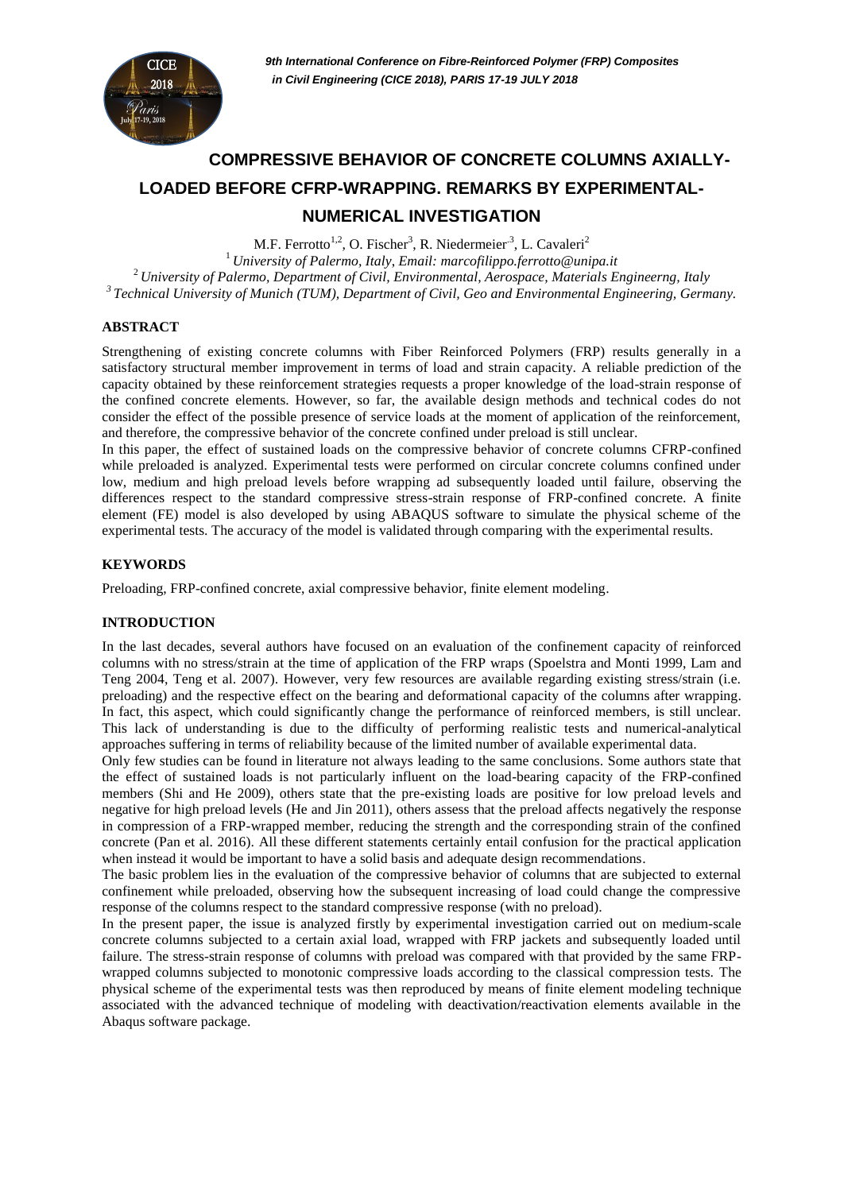# COMPRESSIVE BEHAVIOR OF CONCRETE COLUMNS AXIALLY-LOADED BEFORE CFRP-WRAPPING. REMARKS BY EXPERIMENTAL-NUMERICAL INVESTIGATION

M.F. Ferrotto[1,2], O. Fischer[3], R. Niedermeier[3], L. Cavaleri[2]

[1] *University of Palermo, Italy, Email: marcofilippo.ferrotto@unipa.it*

[2] *University of Palermo, Department of Civil, Environmental, Aerospace, Materials Engineerng, Italy*

[3] *Technical University of Munich (TUM), Department of Civil, Geo and Environmental Engineering, Germany.*

## ABSTRACT

Strengthening of existing concrete columns with Fiber Reinforced Polymers (FRP) results generally in a satisfactory structural member improvement in terms of load and strain capacity. A reliable prediction of the capacity obtained by these reinforcement strategies requests a proper knowledge of the load-strain response of the confined concrete elements. However, so far, the available design methods and technical codes do not consider the effect of the possible presence of service loads at the moment of application of the reinforcement, and therefore, the compressive behavior of the concrete confined under preload is still unclear.

In this paper, the effect of sustained loads on the compressive behavior of concrete columns CFRP-confined while preloaded is analyzed. Experimental tests were performed on circular concrete columns confined under low, medium and high preload levels before wrapping ad subsequently loaded until failure, observing the differences respect to the standard compressive stress-strain response of FRP-confined concrete. A finite element (FE) model is also developed by using ABAQUS software to simulate the physical scheme of the experimental tests. The accuracy of the model is validated through comparing with the experimental results.

## KEYWORDS

Preloading, FRP-confined concrete, axial compressive behavior, finite element modeling.

## INTRODUCTION

In the last decades, several authors have focused on an evaluation of the confinement capacity of reinforced columns with no stress/strain at the time of application of the FRP wraps (Spoelstra and Monti 1999, Lam and Teng 2004, Teng et al. 2007). However, very few resources are available regarding existing stress/strain (i.e. preloading) and the respective effect on the bearing and deformational capacity of the columns after wrapping. In fact, this aspect, which could significantly change the performance of reinforced members, is still unclear. This lack of understanding is due to the difficulty of performing realistic tests and numerical-analytical approaches suffering in terms of reliability because of the limited number of available experimental data.

Only few studies can be found in literature not always leading to the same conclusions. Some authors state that the effect of sustained loads is not particularly influent on the load-bearing capacity of the FRP-confined members (Shi and He 2009), others state that the pre-existing loads are positive for low preload levels and negative for high preload levels (He and Jin 2011), others assess that the preload affects negatively the response in compression of a FRP-wrapped member, reducing the strength and the corresponding strain of the confined concrete (Pan et al. 2016). All these different statements certainly entail confusion for the practical application when instead it would be important to have a solid basis and adequate design recommendations.

The basic problem lies in the evaluation of the compressive behavior of columns that are subjected to external confinement while preloaded, observing how the subsequent increasing of load could change the compressive response of the columns respect to the standard compressive response (with no preload).

In the present paper, the issue is analyzed firstly by experimental investigation carried out on medium-scale concrete columns subjected to a certain axial load, wrapped with FRP jackets and subsequently loaded until failure. The stress-strain response of columns with preload was compared with that provided by the same FRP-wrapped columns subjected to monotonic compressive loads according to the classical compression tests. The physical scheme of the experimental tests was then reproduced by means of finite element modeling technique associated with the advanced technique of modeling with deactivation/reactivation elements available in the Abaqus software package.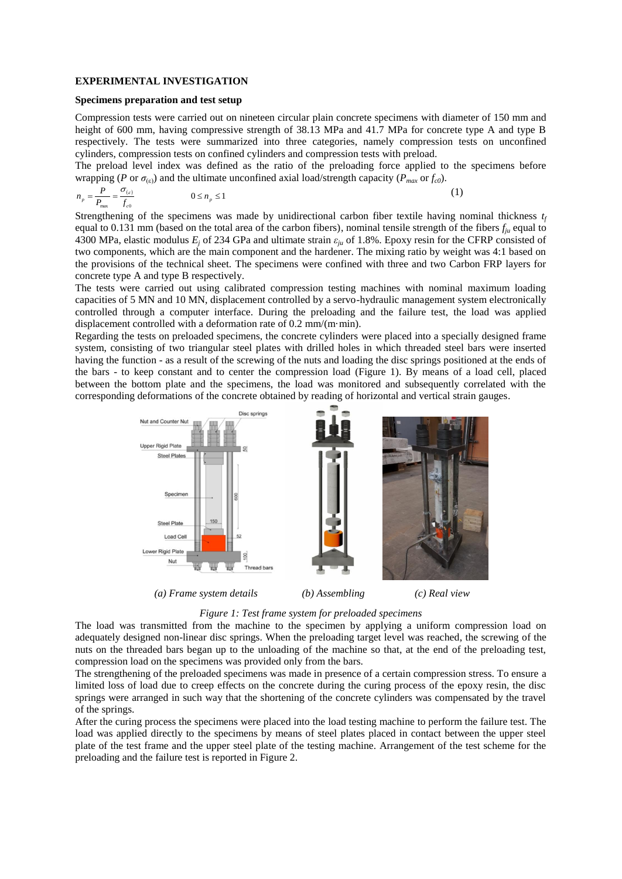## EXPERIMENTAL INVESTIGATION

### Specimens preparation and test setup

Compression tests were carried out on nineteen circular plain concrete specimens with diameter of 150 mm and height of 600 mm, having compressive strength of 38.13 MPa and 41.7 MPa for concrete type A and type B respectively. The tests were summarized into three categories, namely compression tests on unconfined cylinders, compression tests on confined cylinders and compression tests with preload.

The preload level index was defined as the ratio of the preloading force applied to the specimens before wrapping ($P$ or $\sigma_{(\varepsilon)}$) and the ultimate unconfined axial load/strength capacity ($P_{max}$ or $f_{c0}$).

$$n_p = \frac{P}{P_{max}} = \frac{\sigma_{(\varepsilon)}}{f_{c0}} \qquad 0 \le n_p \le 1 \tag{1}$$

Strengthening of the specimens was made by unidirectional carbon fiber textile having nominal thickness $t_f$ equal to 0.131 mm (based on the total area of the carbon fibers), nominal tensile strength of the fibers $f_{ju}$ equal to 4300 MPa, elastic modulus $E_j$ of 234 GPa and ultimate strain $\varepsilon_{ju}$ of 1.8%. Epoxy resin for the CFRP consisted of two components, which are the main component and the hardener. The mixing ratio by weight was 4:1 based on the provisions of the technical sheet. The specimens were confined with three and two Carbon FRP layers for concrete type A and type B respectively.

The tests were carried out using calibrated compression testing machines with nominal maximum loading capacities of 5 MN and 10 MN, displacement controlled by a servo-hydraulic management system electronically controlled through a computer interface. During the preloading and the failure test, the load was applied displacement controlled with a deformation rate of 0.2 mm/(m·min).

Regarding the tests on preloaded specimens, the concrete cylinders were placed into a specially designed frame system, consisting of two triangular steel plates with drilled holes in which threaded steel bars were inserted having the function - as a result of the screwing of the nuts and loading the disc springs positioned at the ends of the bars - to keep constant and to center the compression load (Figure 1). By means of a load cell, placed between the bottom plate and the specimens, the load was monitored and subsequently correlated with the corresponding deformations of the concrete obtained by reading of horizontal and vertical strain gauges.

*(a) Frame system details* *(b) Assembling* *(c) Real view*

*Figure 1: Test frame system for preloaded specimens*

The load was transmitted from the machine to the specimen by applying a uniform compression load on adequately designed non-linear disc springs. When the preloading target level was reached, the screwing of the nuts on the threaded bars began up to the unloading of the machine so that, at the end of the preloading test, compression load on the specimens was provided only from the bars.

The strengthening of the preloaded specimens was made in presence of a certain compression stress. To ensure a limited loss of load due to creep effects on the concrete during the curing process of the epoxy resin, the disc springs were arranged in such way that the shortening of the concrete cylinders was compensated by the travel of the springs.

After the curing process the specimens were placed into the load testing machine to perform the failure test. The load was applied directly to the specimens by means of steel plates placed in contact between the upper steel plate of the test frame and the upper steel plate of the testing machine. Arrangement of the test scheme for the preloading and the failure test is reported in Figure 2.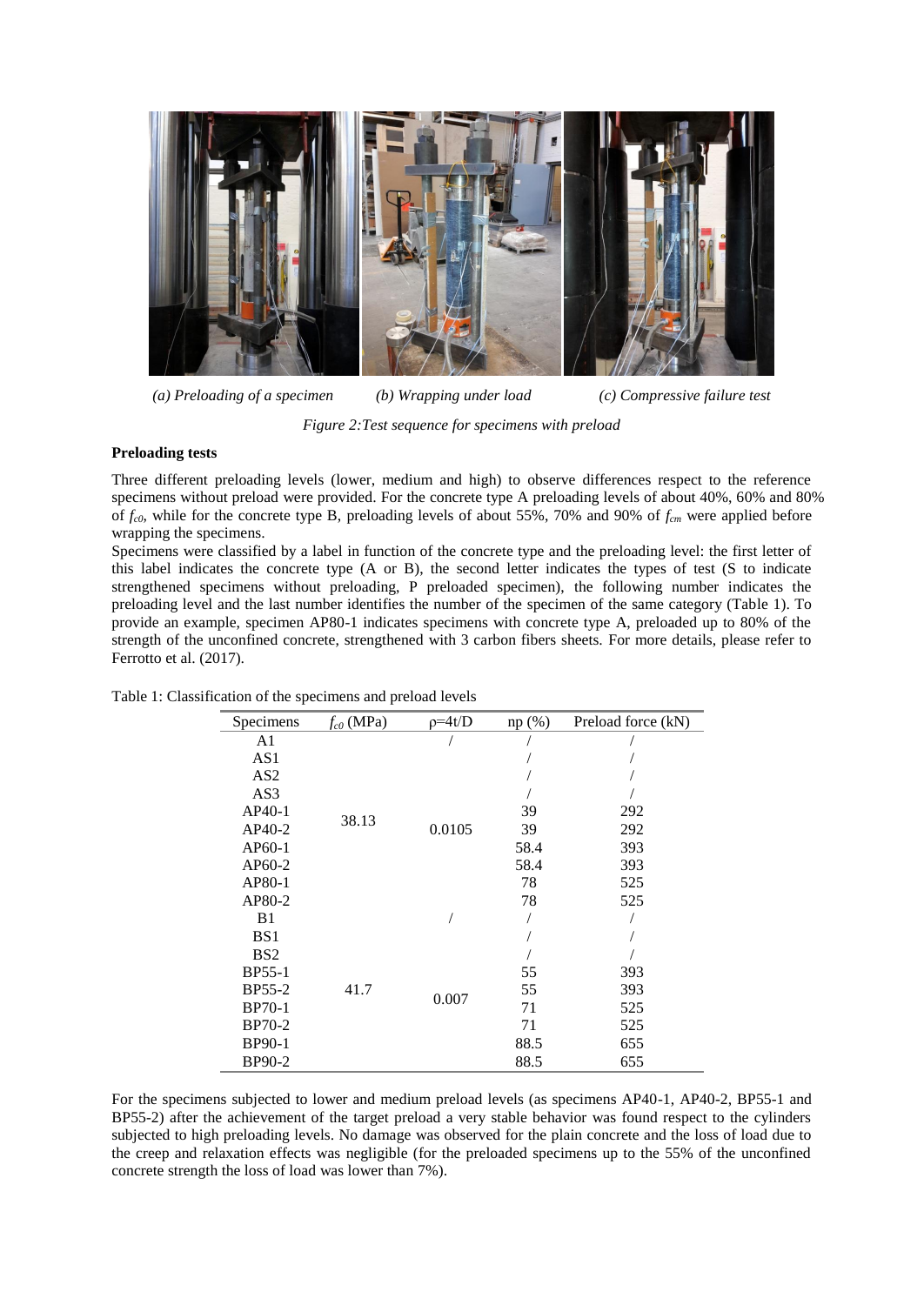*(a) Preloading of a specimen* *(b) Wrapping under load* *(c) Compressive failure test*

*Figure 2:Test sequence for specimens with preload*

**Preloading tests**

Three different preloading levels (lower, medium and high) to observe differences respect to the reference specimens without preload were provided. For the concrete type A preloading levels of about 40%, 60% and 80% of $f_{c0}$, while for the concrete type B, preloading levels of about 55%, 70% and 90% of $f_{cm}$ were applied before wrapping the specimens.

Specimens were classified by a label in function of the concrete type and the preloading level: the first letter of this label indicates the concrete type (A or B), the second letter indicates the types of test (S to indicate strengthened specimens without preloading, P preloaded specimen), the following number indicates the preloading level and the last number identifies the number of the specimen of the same category (Table 1). To provide an example, specimen AP80-1 indicates specimens with concrete type A, preloaded up to 80% of the strength of the unconfined concrete, strengthened with 3 carbon fibers sheets. For more details, please refer to Ferrotto et al. (2017).

Table 1: Classification of the specimens and preload levels

| Specimens | $f_{c0}$ (MPa) | $\rho$=4t/D | np (%) | Preload force (kN) |
|---|---|---|---|---|
| A1 | 38.13 | / | / | / |
| AS1 | | 0.0105 | / | / |
| AS2 | | | / | / |
| AS3 | | | / | / |
| AP40-1 | | | 39 | 292 |
| AP40-2 | | | 39 | 292 |
| AP60-1 | | | 58.4 | 393 |
| AP60-2 | | | 58.4 | 393 |
| AP80-1 | | | 78 | 525 |
| AP80-2 | | | 78 | 525 |
| B1 | 41.7 | / | / | / |
| BS1 | | 0.007 | / | / |
| BS2 | | | / | / |
| BP55-1 | | | 55 | 393 |
| BP55-2 | | | 55 | 393 |
| BP70-1 | | | 71 | 525 |
| BP70-2 | | | 71 | 525 |
| BP90-1 | | | 88.5 | 655 |
| BP90-2 | | | 88.5 | 655 |

For the specimens subjected to lower and medium preload levels (as specimens AP40-1, AP40-2, BP55-1 and BP55-2) after the achievement of the target preload a very stable behavior was found respect to the cylinders subjected to high preloading levels. No damage was observed for the plain concrete and the loss of load due to the creep and relaxation effects was negligible (for the preloaded specimens up to the 55% of the unconfined concrete strength the loss of load was lower than 7%).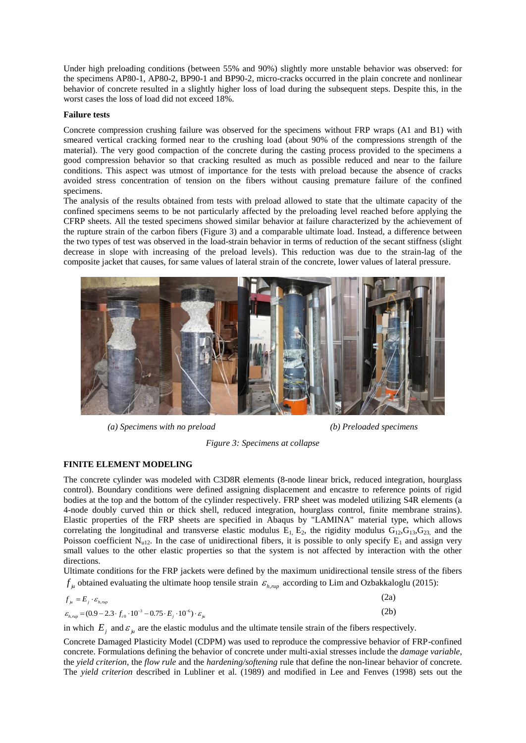Under high preloading conditions (between 55% and 90%) slightly more unstable behavior was observed: for the specimens AP80-1, AP80-2, BP90-1 and BP90-2, micro-cracks occurred in the plain concrete and nonlinear behavior of concrete resulted in a slightly higher loss of load during the subsequent steps. Despite this, in the worst cases the loss of load did not exceed 18%.

**Failure tests**

Concrete compression crushing failure was observed for the specimens without FRP wraps (A1 and B1) with smeared vertical cracking formed near to the crushing load (about 90% of the compressions strength of the material). The very good compaction of the concrete during the casting process provided to the specimens a good compression behavior so that cracking resulted as much as possible reduced and near to the failure conditions. This aspect was utmost of importance for the tests with preload because the absence of cracks avoided stress concentration of tension on the fibers without causing premature failure of the confined specimens.

The analysis of the results obtained from tests with preload allowed to state that the ultimate capacity of the confined specimens seems to be not particularly affected by the preloading level reached before applying the CFRP sheets. All the tested specimens showed similar behavior at failure characterized by the achievement of the rupture strain of the carbon fibers (Figure 3) and a comparable ultimate load. Instead, a difference between the two types of test was observed in the load-strain behavior in terms of reduction of the secant stiffness (slight decrease in slope with increasing of the preload levels). This reduction was due to the strain-lag of the composite jacket that causes, for same values of lateral strain of the concrete, lower values of lateral pressure.

*(a) Specimens with no preload* *(b) Preloaded specimens*

*Figure 3: Specimens at collapse*

**FINITE ELEMENT MODELING**

The concrete cylinder was modeled with C3D8R elements (8-node linear brick, reduced integration, hourglass control). Boundary conditions were defined assigning displacement and encastre to reference points of rigid bodies at the top and the bottom of the cylinder respectively. FRP sheet was modeled utilizing S4R elements (a 4-node doubly curved thin or thick shell, reduced integration, hourglass control, finite membrane strains). Elastic properties of the FRP sheets are specified in Abaqus by "LAMINA" material type, which allows correlating the longitudinal and transverse elastic modulus $E_1$, $E_2$, the rigidity modulus $G_{12}$, $G_{13}$, $G_{23}$, and the Poisson coefficient $N_{u12}$. In the case of unidirectional fibers, it is possible to only specify $E_1$ and assign very small values to the other elastic properties so that the system is not affected by interaction with the other directions.

Ultimate conditions for the FRP jackets were defined by the maximum unidirectional tensile stress of the fibers $f_{ju}$ obtained evaluating the ultimate hoop tensile strain $\varepsilon_{h,rup}$ according to Lim and Ozbakkaloglu (2015):

$$f_{ju} = E_j \cdot \varepsilon_{h,rup} \tag{2a}$$

$$\varepsilon_{h,rup} = (0.9 - 2.3 \cdot f_{c0} \cdot 10^{-3} - 0.75 \cdot E_j \cdot 10^{-6}) \cdot \varepsilon_{ju} \tag{2b}$$

in which $E_j$ and $\varepsilon_{ju}$ are the elastic modulus and the ultimate tensile strain of the fibers respectively.

Concrete Damaged Plasticity Model (CDPM) was used to reproduce the compressive behavior of FRP-confined concrete. Formulations defining the behavior of concrete under multi-axial stresses include the *damage variable*, the *yield criterion*, the *flow rule* and the *hardening/softening* rule that define the non-linear behavior of concrete. The *yield criterion* described in Lubliner et al. (1989) and modified in Lee and Fenves (1998) sets out the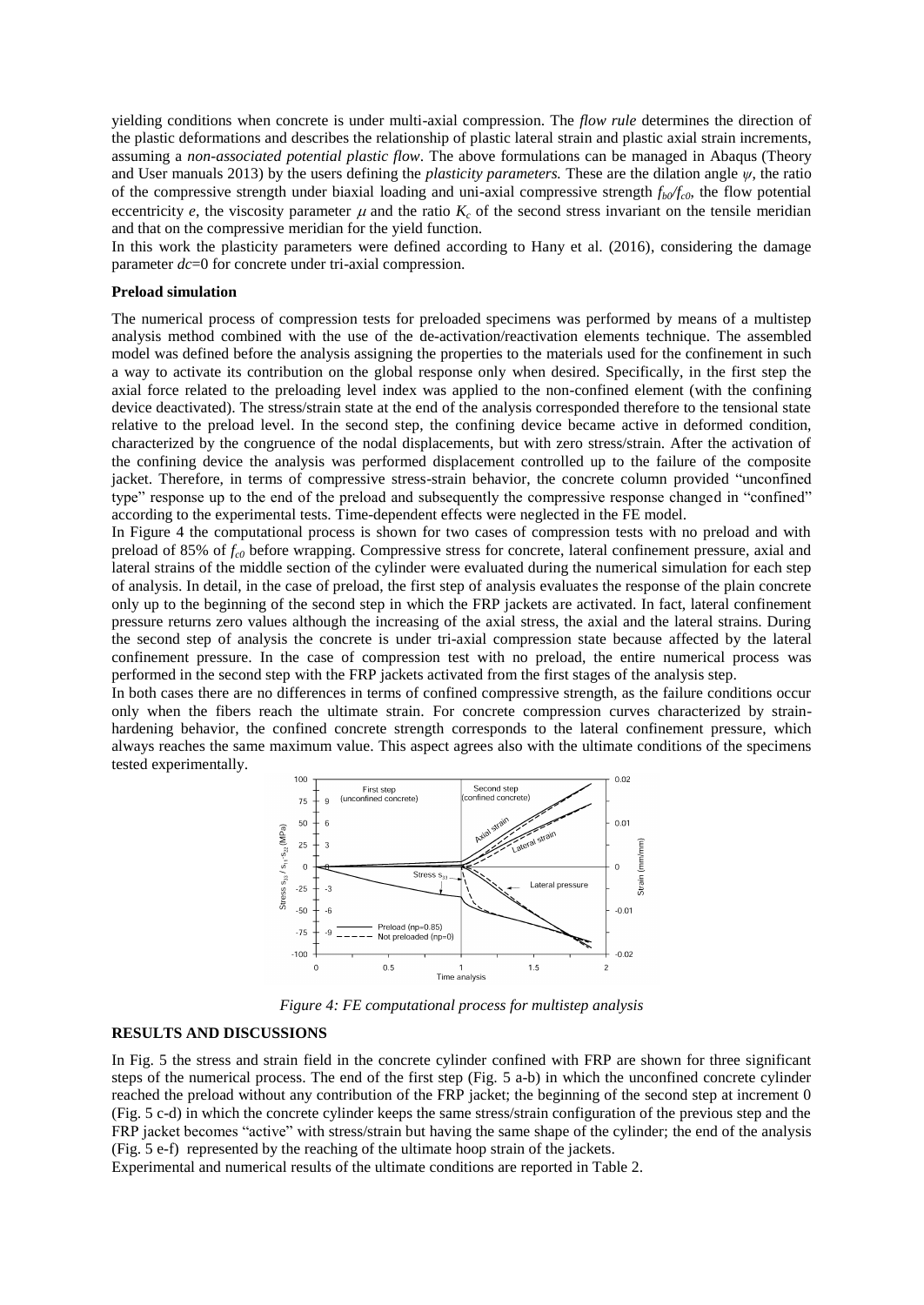yielding conditions when concrete is under multi-axial compression. The *flow rule* determines the direction of the plastic deformations and describes the relationship of plastic lateral strain and plastic axial strain increments, assuming a *non-associated potential plastic flow*. The above formulations can be managed in Abaqus (Theory and User manuals 2013) by the users defining the *plasticity parameters.* These are the dilation angle $\psi$, the ratio of the compressive strength under biaxial loading and uni-axial compressive strength $f_{b0}/f_{c0}$, the flow potential eccentricity $e$, the viscosity parameter $\mu$ and the ratio $K_c$ of the second stress invariant on the tensile meridian and that on the compressive meridian for the yield function.

In this work the plasticity parameters were defined according to Hany et al. (2016), considering the damage parameter $dc$=0 for concrete under tri-axial compression.

### Preload simulation

The numerical process of compression tests for preloaded specimens was performed by means of a multistep analysis method combined with the use of the de-activation/reactivation elements technique. The assembled model was defined before the analysis assigning the properties to the materials used for the confinement in such a way to activate its contribution on the global response only when desired. Specifically, in the first step the axial force related to the preloading level index was applied to the non-confined element (with the confining device deactivated). The stress/strain state at the end of the analysis corresponded therefore to the tensional state relative to the preload level. In the second step, the confining device became active in deformed condition, characterized by the congruence of the nodal displacements, but with zero stress/strain. After the activation of the confining device the analysis was performed displacement controlled up to the failure of the composite jacket. Therefore, in terms of compressive stress-strain behavior, the concrete column provided "unconfined type" response up to the end of the preload and subsequently the compressive response changed in "confined" according to the experimental tests. Time-dependent effects were neglected in the FE model.

In Figure 4 the computational process is shown for two cases of compression tests with no preload and with preload of 85% of $f_{c0}$ before wrapping. Compressive stress for concrete, lateral confinement pressure, axial and lateral strains of the middle section of the cylinder were evaluated during the numerical simulation for each step of analysis. In detail, in the case of preload, the first step of analysis evaluates the response of the plain concrete only up to the beginning of the second step in which the FRP jackets are activated. In fact, lateral confinement pressure returns zero values although the increasing of the axial stress, the axial and the lateral strains. During the second step of analysis the concrete is under tri-axial compression state because affected by the lateral confinement pressure. In the case of compression test with no preload, the entire numerical process was performed in the second step with the FRP jackets activated from the first stages of the analysis step.

In both cases there are no differences in terms of confined compressive strength, as the failure conditions occur only when the fibers reach the ultimate strain. For concrete compression curves characterized by strain-hardening behavior, the confined concrete strength corresponds to the lateral confinement pressure, which always reaches the same maximum value. This aspect agrees also with the ultimate conditions of the specimens tested experimentally.

First step (unconfined concrete)
Second step (confined concrete)
Axial strain
Lateral strain
Stress $s_{11}$
Lateral pressure
Preload (np=0.85)
Not preloaded (np=0)
Stress $s_{11}$ / $s_{11}$-$s_{22}$ (MPa)
Strain (mm/mm)
Time analysis
100, 75, 50, 25, 0, -25, -50, -75, -100
9, 6, 3, 0, -3, -6, -9
0.02, 0.01, 0, -0.01, -0.02
0, 0.5, 1, 1.5, 2

*Figure 4: FE computational process for multistep analysis*

## RESULTS AND DISCUSSIONS

In Fig. 5 the stress and strain field in the concrete cylinder confined with FRP are shown for three significant steps of the numerical process. The end of the first step (Fig. 5 a-b) in which the unconfined concrete cylinder reached the preload without any contribution of the FRP jacket; the beginning of the second step at increment 0 (Fig. 5 c-d) in which the concrete cylinder keeps the same stress/strain configuration of the previous step and the FRP jacket becomes "active" with stress/strain but having the same shape of the cylinder; the end of the analysis (Fig. 5 e-f) represented by the reaching of the ultimate hoop strain of the jackets.

Experimental and numerical results of the ultimate conditions are reported in Table 2.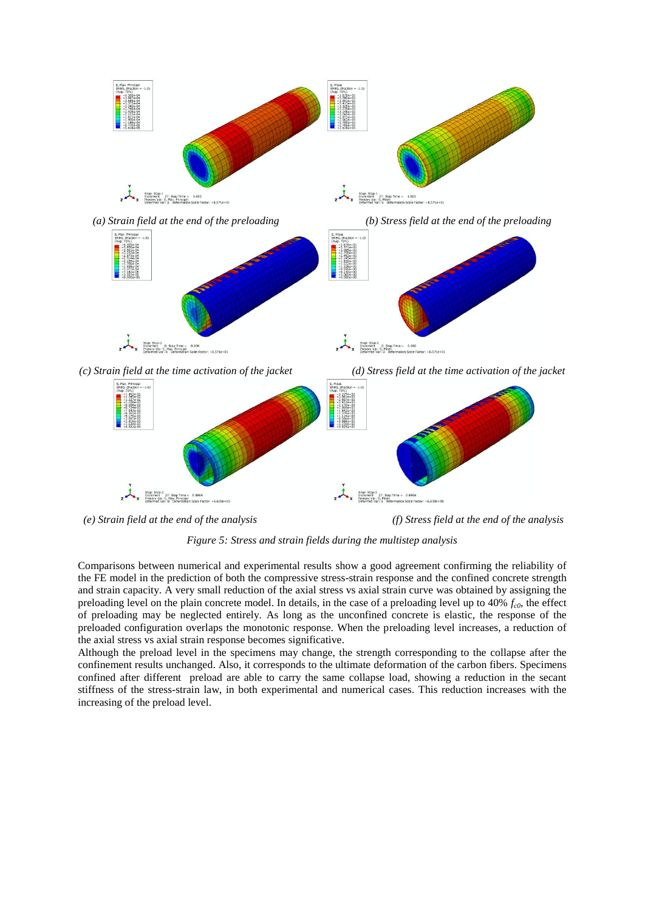*(a) Strain field at the end of the preloading*

*(b) Stress field at the end of the preloading*

*(c) Strain field at the time activation of the jacket*

*(d) Stress field at the time activation of the jacket*

*(e) Strain field at the end of the analysis*

*(f) Stress field at the end of the analysis*

*Figure 5: Stress and strain fields during the multistep analysis*

Comparisons between numerical and experimental results show a good agreement confirming the reliability of the FE model in the prediction of both the compressive stress-strain response and the confined concrete strength and strain capacity. A very small reduction of the axial stress vs axial strain curve was obtained by assigning the preloading level on the plain concrete model. In details, in the case of a preloading level up to 40% $f_{c0}$, the effect of preloading may be neglected entirely. As long as the unconfined concrete is elastic, the response of the preloaded configuration overlaps the monotonic response. When the preloading level increases, a reduction of the axial stress vs axial strain response becomes significative.

Although the preload level in the specimens may change, the strength corresponding to the collapse after the confinement results unchanged. Also, it corresponds to the ultimate deformation of the carbon fibers. Specimens confined after different preload are able to carry the same collapse load, showing a reduction in the secant stiffness of the stress-strain law, in both experimental and numerical cases. This reduction increases with the increasing of the preload level.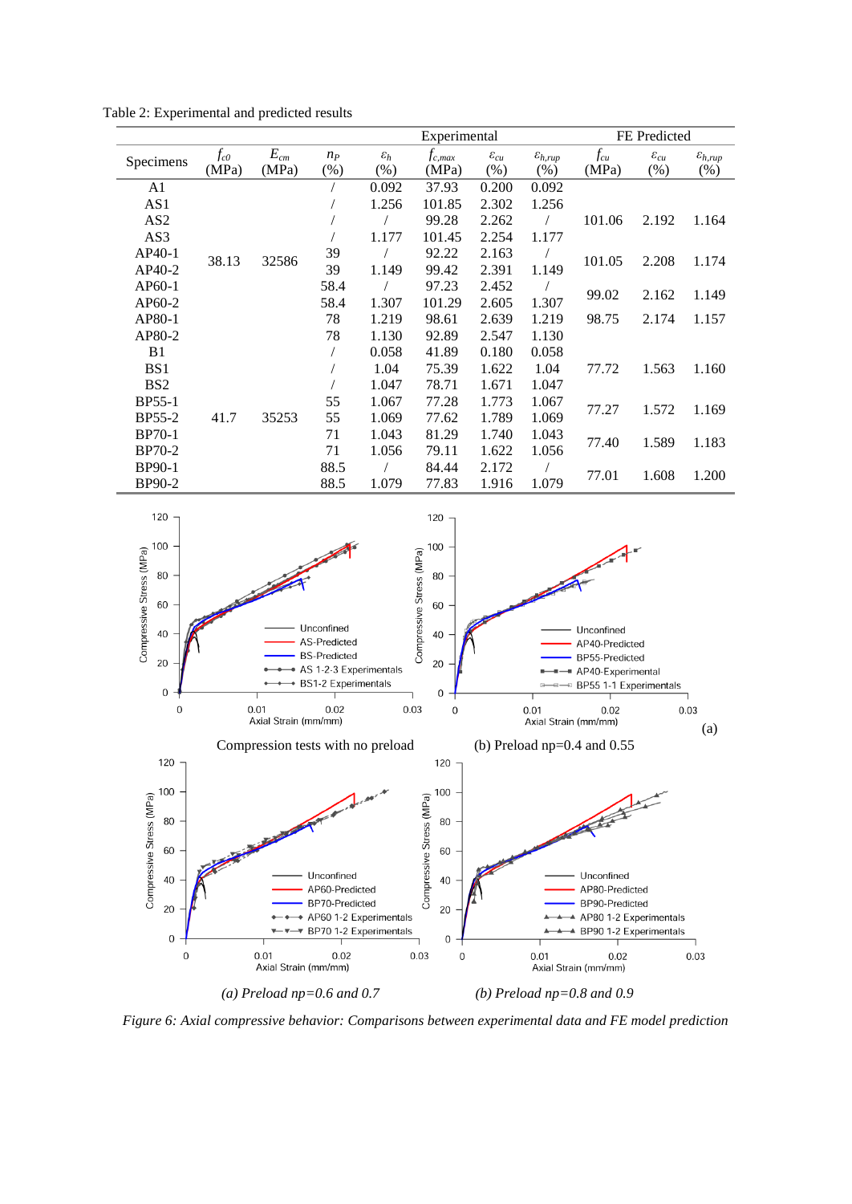Table 2: Experimental and predicted results

| Specimens | $f_{c0}$ (MPa) | $E_{cm}$ (MPa) | $n_P$ (%) | Experimental $\varepsilon_h$ (%) | $f_{c,max}$ (MPa) | $\varepsilon_{cu}$ (%) | $\varepsilon_{h,rup}$ (%) | FE Predicted $f_{cu}$ (MPa) | $\varepsilon_{cu}$ (%) | $\varepsilon_{h,rup}$ (%) |
|---|---|---|---|---|---|---|---|---|---|---|
| A1 | 38.13 | 32586 | / | 0.092 | 37.93 | 0.200 | 0.092 | | | |
| AS1 | | | / | 1.256 | 101.85 | 2.302 | 1.256 | 101.06 | 2.192 | 1.164 |
| AS2 | | | / | / | 99.28 | 2.262 | / | | | |
| AS3 | | | / | 1.177 | 101.45 | 2.254 | 1.177 | | | |
| AP40-1 | | | 39 | / | 92.22 | 2.163 | / | 101.05 | 2.208 | 1.174 |
| AP40-2 | | | 39 | 1.149 | 99.42 | 2.391 | 1.149 | | | |
| AP60-1 | | | 58.4 | / | 97.23 | 2.452 | / | 99.02 | 2.162 | 1.149 |
| AP60-2 | | | 58.4 | 1.307 | 101.29 | 2.605 | 1.307 | | | |
| AP80-1 | | | 78 | 1.219 | 98.61 | 2.639 | 1.219 | 98.75 | 2.174 | 1.157 |
| AP80-2 | | | 78 | 1.130 | 92.89 | 2.547 | 1.130 | | | |
| B1 | 41.7 | 35253 | / | 0.058 | 41.89 | 0.180 | 0.058 | | | |
| BS1 | | | / | 1.04 | 75.39 | 1.622 | 1.04 | 77.72 | 1.563 | 1.160 |
| BS2 | | | / | 1.047 | 78.71 | 1.671 | 1.047 | | | |
| BP55-1 | | | 55 | 1.067 | 77.28 | 1.773 | 1.067 | 77.27 | 1.572 | 1.169 |
| BP55-2 | | | 55 | 1.069 | 77.62 | 1.789 | 1.069 | | | |
| BP70-1 | | | 71 | 1.043 | 81.29 | 1.740 | 1.043 | 77.40 | 1.589 | 1.183 |
| BP70-2 | | | 71 | 1.056 | 79.11 | 1.622 | 1.056 | | | |
| BP90-1 | | | 88.5 | / | 84.44 | 2.172 | / | 77.01 | 1.608 | 1.200 |
| BP90-2 | | | 88.5 | 1.079 | 77.83 | 1.916 | 1.079 | | | |

Compression tests with no preload

(b) Preload np=0.4 and 0.55

*(a) Preload np=0.6 and 0.7*

*(b) Preload np=0.8 and 0.9*

*Figure 6: Axial compressive behavior: Comparisons between experimental data and FE model prediction*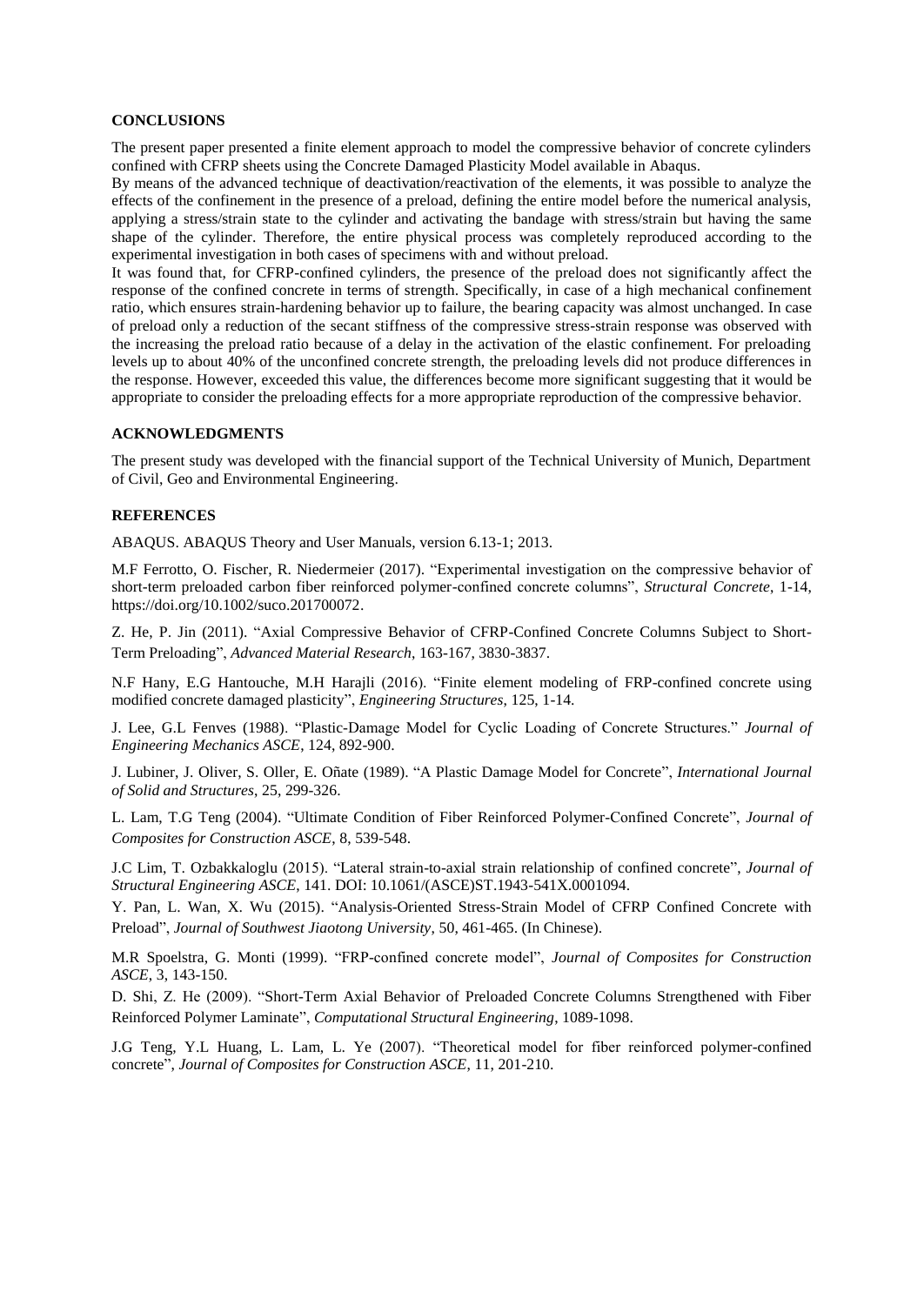## CONCLUSIONS

The present paper presented a finite element approach to model the compressive behavior of concrete cylinders confined with CFRP sheets using the Concrete Damaged Plasticity Model available in Abaqus.

By means of the advanced technique of deactivation/reactivation of the elements, it was possible to analyze the effects of the confinement in the presence of a preload, defining the entire model before the numerical analysis, applying a stress/strain state to the cylinder and activating the bandage with stress/strain but having the same shape of the cylinder. Therefore, the entire physical process was completely reproduced according to the experimental investigation in both cases of specimens with and without preload.

It was found that, for CFRP-confined cylinders, the presence of the preload does not significantly affect the response of the confined concrete in terms of strength. Specifically, in case of a high mechanical confinement ratio, which ensures strain-hardening behavior up to failure, the bearing capacity was almost unchanged. In case of preload only a reduction of the secant stiffness of the compressive stress-strain response was observed with the increasing the preload ratio because of a delay in the activation of the elastic confinement. For preloading levels up to about 40% of the unconfined concrete strength, the preloading levels did not produce differences in the response. However, exceeded this value, the differences become more significant suggesting that it would be appropriate to consider the preloading effects for a more appropriate reproduction of the compressive behavior.

## ACKNOWLEDGMENTS

The present study was developed with the financial support of the Technical University of Munich, Department of Civil, Geo and Environmental Engineering.

## REFERENCES

ABAQUS. ABAQUS Theory and User Manuals, version 6.13-1; 2013.

M.F Ferrotto, O. Fischer, R. Niedermeier (2017). "Experimental investigation on the compressive behavior of short-term preloaded carbon fiber reinforced polymer-confined concrete columns", *Structural Concrete*, 1-14, https://doi.org/10.1002/suco.201700072.

Z. He, P. Jin (2011). "Axial Compressive Behavior of CFRP-Confined Concrete Columns Subject to Short-Term Preloading", *Advanced Material Research*, 163-167, 3830-3837.

N.F Hany, E.G Hantouche, M.H Harajli (2016). "Finite element modeling of FRP-confined concrete using modified concrete damaged plasticity", *Engineering Structures*, 125, 1-14.

J. Lee, G.L Fenves (1988). "Plastic-Damage Model for Cyclic Loading of Concrete Structures." *Journal of Engineering Mechanics ASCE*, 124, 892-900.

J. Lubiner, J. Oliver, S. Oller, E. Oñate (1989). "A Plastic Damage Model for Concrete", *International Journal of Solid and Structures*, 25, 299-326.

L. Lam, T.G Teng (2004). "Ultimate Condition of Fiber Reinforced Polymer-Confined Concrete", *Journal of Composites for Construction ASCE*, 8, 539-548.

J.C Lim, T. Ozbakkaloglu (2015). "Lateral strain-to-axial strain relationship of confined concrete", *Journal of Structural Engineering ASCE*, 141. DOI: 10.1061/(ASCE)ST.1943-541X.0001094.

Y. Pan, L. Wan, X. Wu (2015). "Analysis-Oriented Stress-Strain Model of CFRP Confined Concrete with Preload", *Journal of Southwest Jiaotong University*, 50, 461-465. (In Chinese).

M.R Spoelstra, G. Monti (1999). "FRP-confined concrete model", *Journal of Composites for Construction ASCE*, 3, 143-150.

D. Shi, Z. He (2009). "Short-Term Axial Behavior of Preloaded Concrete Columns Strengthened with Fiber Reinforced Polymer Laminate", *Computational Structural Engineering*, 1089-1098.

J.G Teng, Y.L Huang, L. Lam, L. Ye (2007). "Theoretical model for fiber reinforced polymer-confined concrete", *Journal of Composites for Construction ASCE*, 11, 201-210.